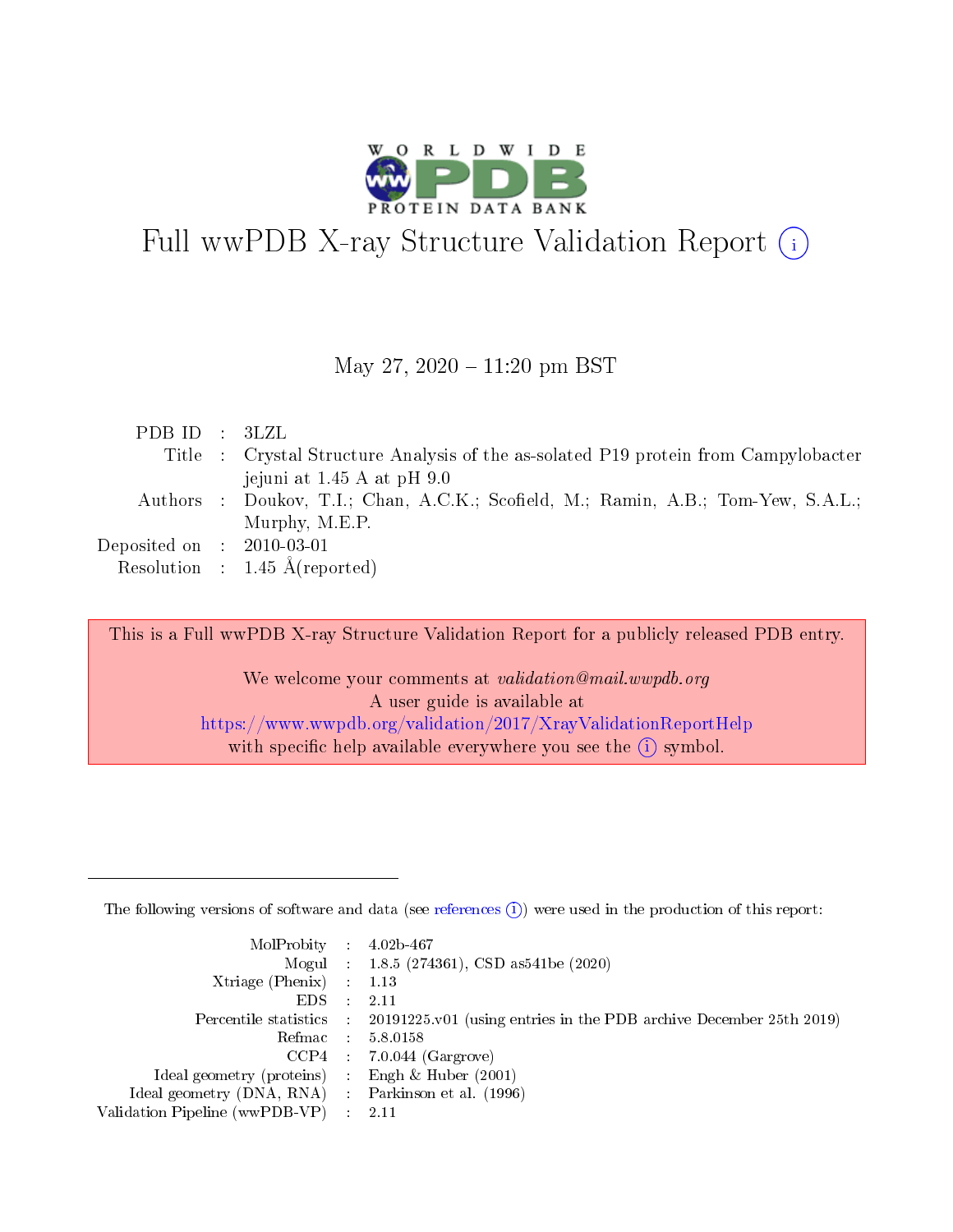# Full wwPDB X-ray Structure Validation Report (i)

May 27, 2020 – 11:20 pm BST

| | | |
|---|---|---|
| PDB ID | : | 3LZL |
| Title | : | Crystal Structure Analysis of the as-solated P19 protein from Campylobacter jejuni at 1.45 A at pH 9.0 |
| Authors | : | Doukov, T.I.; Chan, A.C.K.; Scofield, M.; Ramin, A.B.; Tom-Yew, S.A.L.; Murphy, M.E.P. |
| Deposited on | : | 2010-03-01 |
| Resolution | : | 1.45 Å(reported) |

This is a Full wwPDB X-ray Structure Validation Report for a publicly released PDB entry.

We welcome your comments at *validation@mail.wwpdb.org*
A user guide is available at
https://www.wwpdb.org/validation/2017/XrayValidationReportHelp
with specific help available everywhere you see the (i) symbol.

---

The following versions of software and data (see references (i)) were used in the production of this report:

| | | |
|---|---|---|
| MolProbity | : | 4.02b-467 |
| Mogul | : | 1.8.5 (274361), CSD as541be (2020) |
| Xtriage (Phenix) | : | 1.13 |
| EDS | : | 2.11 |
| Percentile statistics | : | 20191225.v01 (using entries in the PDB archive December 25th 2019) |
| Refmac | : | 5.8.0158 |
| CCP4 | : | 7.0.044 (Gargrove) |
| Ideal geometry (proteins) | : | Engh & Huber (2001) |
| Ideal geometry (DNA, RNA) | : | Parkinson et al. (1996) |
| Validation Pipeline (wwPDB-VP) | : | 2.11 |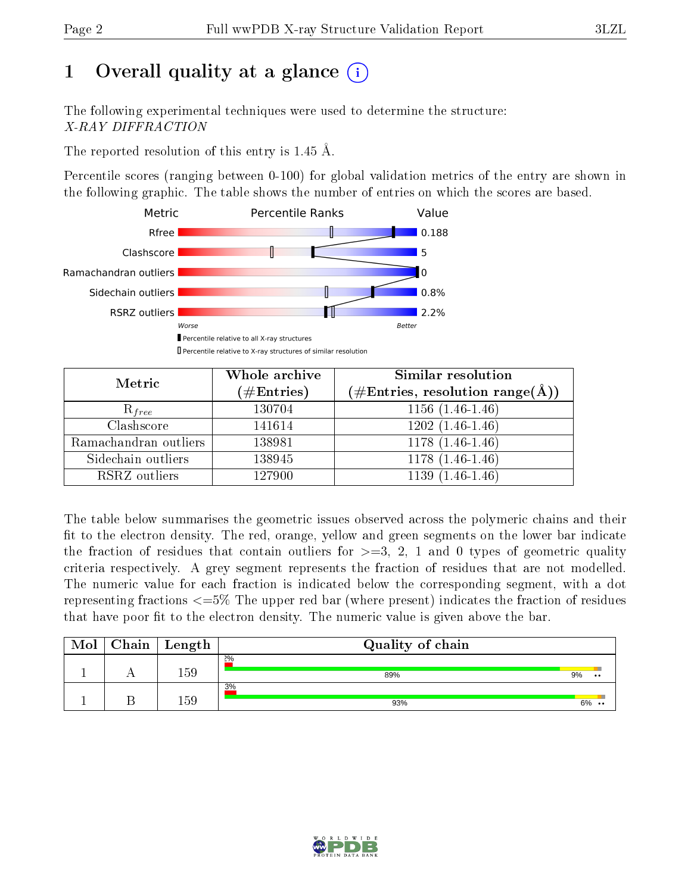# 1 Overall quality at a glance

The following experimental techniques were used to determine the structure:
*X-RAY DIFFRACTION*

The reported resolution of this entry is 1.45 Å.

Percentile scores (ranging between 0-100) for global validation metrics of the entry are shown in the following graphic. The table shows the number of entries on which the scores are based.

| Metric | Value |
|---|---|
| Rfree | 0.188 |
| Clashscore | 5 |
| Ramachandran outliers | 0 |
| Sidechain outliers | 0.8% |
| RSRZ outliers | 2.2% |

Worse — Better

▮ Percentile relative to all X-ray structures
▯ Percentile relative to X-ray structures of similar resolution

| Metric | Whole archive (#Entries) | Similar resolution (#Entries, resolution range(Å)) |
|---|---|---|
| $R_{free}$ | 130704 | 1156 (1.46-1.46) |
| Clashscore | 141614 | 1202 (1.46-1.46) |
| Ramachandran outliers | 138981 | 1178 (1.46-1.46) |
| Sidechain outliers | 138945 | 1178 (1.46-1.46) |
| RSRZ outliers | 127900 | 1139 (1.46-1.46) |

The table below summarises the geometric issues observed across the polymeric chains and their fit to the electron density. The red, orange, yellow and green segments on the lower bar indicate the fraction of residues that contain outliers for >=3, 2, 1 and 0 types of geometric quality criteria respectively. A grey segment represents the fraction of residues that are not modelled. The numeric value for each fraction is indicated below the corresponding segment, with a dot representing fractions <=5% The upper red bar (where present) indicates the fraction of residues that have poor fit to the electron density. The numeric value is given above the bar.

| Mol | Chain | Length | Quality of chain |
|---|---|---|---|
| 1 | A | 159 | 2%; 89%, 9%, •• |
| 1 | B | 159 | 3%; 93%, 6%, •• |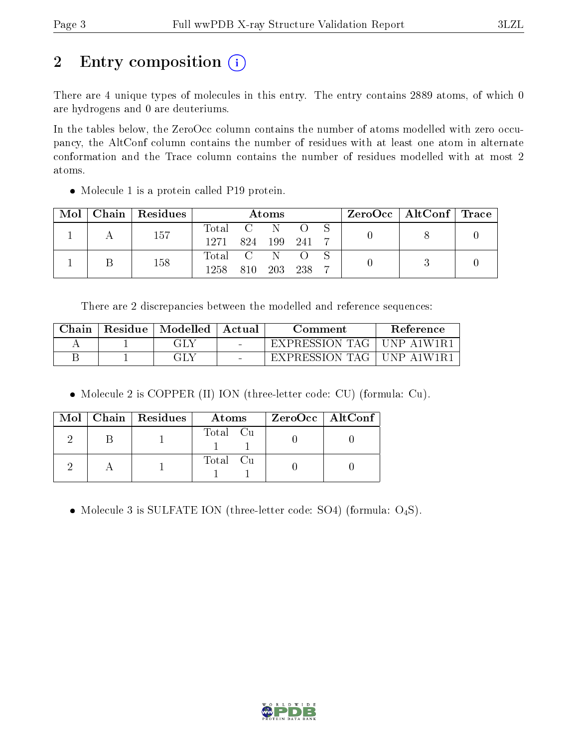# 2 Entry composition

There are 4 unique types of molecules in this entry. The entry contains 2889 atoms, of which 0 are hydrogens and 0 are deuteriums.

In the tables below, the ZeroOcc column contains the number of atoms modelled with zero occupancy, the AltConf column contains the number of residues with at least one atom in alternate conformation and the Trace column contains the number of residues modelled with at most 2 atoms.

- Molecule 1 is a protein called P19 protein.

| Mol | Chain | Residues | Atoms | | | | | ZeroOcc | AltConf | Trace |
|---|---|---|---|---|---|---|---|---|---|---|
| 1 | A | 157 | Total | C | N | O | S | 0 | 8 | 0 |
| | | | 1271 | 824 | 199 | 241 | 7 | | | |
| 1 | B | 158 | Total | C | N | O | S | 0 | 3 | 0 |
| | | | 1258 | 810 | 203 | 238 | 7 | | | |

There are 2 discrepancies between the modelled and reference sequences:

| Chain | Residue | Modelled | Actual | Comment | Reference |
|---|---|---|---|---|---|
| A | 1 | GLY | - | EXPRESSION TAG | UNP A1W1R1 |
| B | 1 | GLY | - | EXPRESSION TAG | UNP A1W1R1 |

- Molecule 2 is COPPER (II) ION (three-letter code: CU) (formula: Cu).

| Mol | Chain | Residues | Atoms | | ZeroOcc | AltConf |
|---|---|---|---|---|---|---|
| 2 | B | 1 | Total | Cu | 0 | 0 |
| | | | 1 | 1 | | |
| 2 | A | 1 | Total | Cu | 0 | 0 |
| | | | 1 | 1 | | |

- Molecule 3 is SULFATE ION (three-letter code: SO4) (formula: $O_4S$).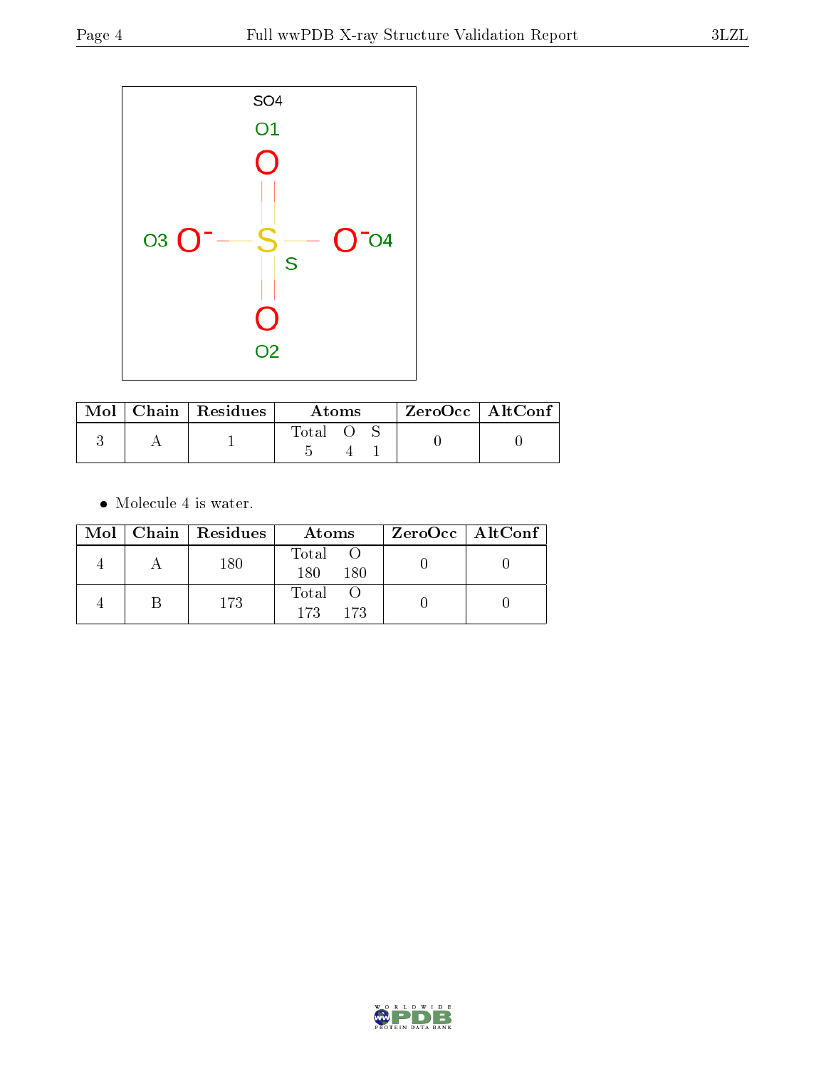SO4

O1

O3 O⁻ — S — O⁻ O4

S

O2

| Mol | Chain | Residues | Atoms | | | ZeroOcc | AltConf |
|---|---|---|---|---|---|---|---|
| | | | Total | O | S | | |
| 3 | A | 1 | 5 | 4 | 1 | 0 | 0 |

- Molecule 4 is water.

| Mol | Chain | Residues | Atoms | | ZeroOcc | AltConf |
|---|---|---|---|---|---|---|
| | | | Total | O | | |
| 4 | A | 180 | 180 | 180 | 0 | 0 |
| 4 | B | 173 | 173 | 173 | 0 | 0 |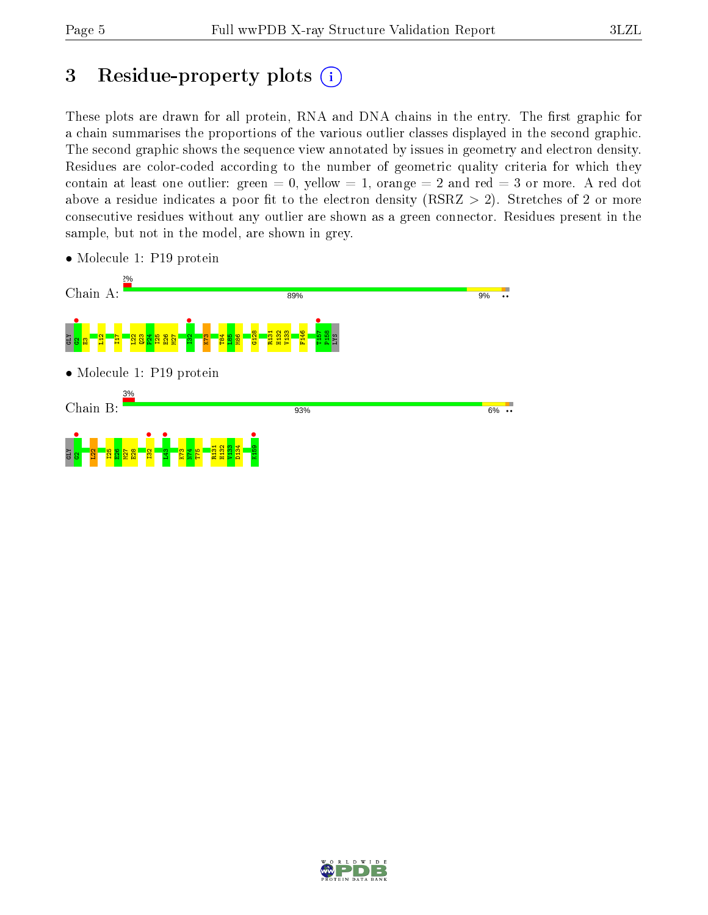# 3 Residue-property plots

These plots are drawn for all protein, RNA and DNA chains in the entry. The first graphic for a chain summarises the proportions of the various outlier classes displayed in the second graphic. The second graphic shows the sequence view annotated by issues in geometry and electron density. Residues are color-coded according to the number of geometric quality criteria for which they contain at least one outlier: green = 0, yellow = 1, orange = 2 and red = 3 or more. A red dot above a residue indicates a poor fit to the electron density (RSRZ > 2). Stretches of 2 or more consecutive residues without any outlier are shown as a green connector. Residues present in the sample, but not in the model, are shown in grey.

- Molecule 1: P19 protein

Chain A: 2% | 89% | 9% ••

GLY G2 E3 L12 I17 L22 Q23 P24 I25 E26 M27 I32 K73 T84 L85 M86 G128 R131 H132 V133 F146 T157 P158 LYS

- Molecule 1: P19 protein

Chain B: 3% | 93% | 6% ••

GLY G2 I22 I25 E26 M27 E28 I32 L43 K73 N74 T75 R131 H132 V133 D134 K159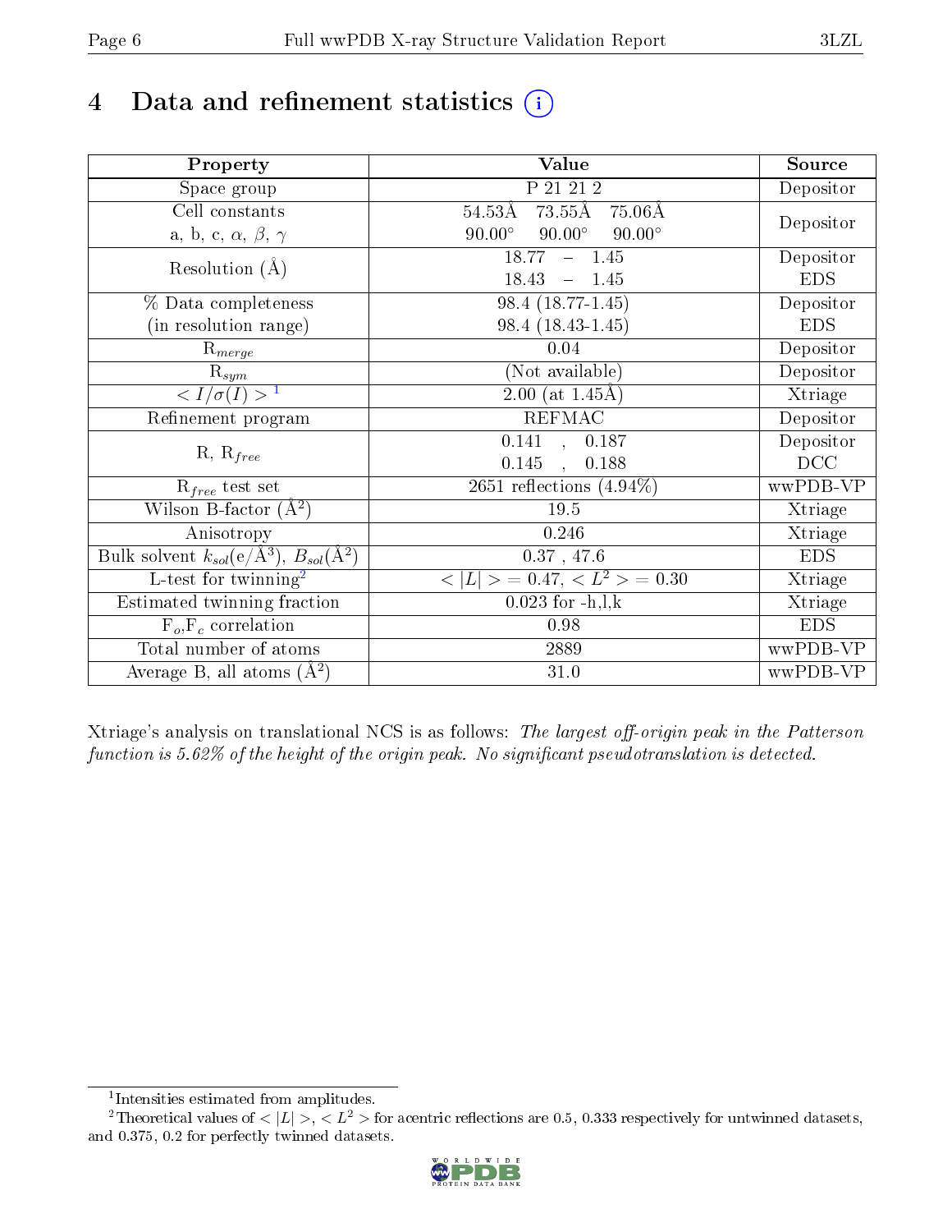# 4 Data and refinement statistics ⓘ

| Property | Value | Source |
|---|---|---|
| Space group | P 21 21 2 | Depositor |
| Cell constants<br>a, b, c, $\alpha$, $\beta$, $\gamma$ | 54.53Å 73.55Å 75.06Å<br>90.00° 90.00° 90.00° | Depositor |
| Resolution (Å) | 18.77 – 1.45<br>18.43 – 1.45 | Depositor<br>EDS |
| % Data completeness<br>(in resolution range) | 98.4 (18.77-1.45)<br>98.4 (18.43-1.45) | Depositor<br>EDS |
| $R_{merge}$ | 0.04 | Depositor |
| $R_{sym}$ | (Not available) | Depositor |
| $< I/\sigma(I) >$ [1] | 2.00 (at 1.45Å) | Xtriage |
| Refinement program | REFMAC | Depositor |
| R, $R_{free}$ | 0.141 , 0.187<br>0.145 , 0.188 | Depositor<br>DCC |
| $R_{free}$ test set | 2651 reflections (4.94%) | wwPDB-VP |
| Wilson B-factor (Å$^2$) | 19.5 | Xtriage |
| Anisotropy | 0.246 | Xtriage |
| Bulk solvent $k_{sol}$(e/Å$^3$), $B_{sol}$(Å$^2$) | 0.37 , 47.6 | EDS |
| L-test for twinning[2] | $< \|L\| >$ = 0.47, $< L^2 >$ = 0.30 | Xtriage |
| Estimated twinning fraction | 0.023 for -h,l,k | Xtriage |
| $F_o$,$F_c$ correlation | 0.98 | EDS |
| Total number of atoms | 2889 | wwPDB-VP |
| Average B, all atoms (Å$^2$) | 31.0 | wwPDB-VP |

Xtriage's analysis on translational NCS is as follows: *The largest off-origin peak in the Patterson function is 5.62% of the height of the origin peak. No significant pseudotranslation is detected.*

[1] Intensities estimated from amplitudes.

[2] Theoretical values of $< |L| >$, $< L^2 >$ for acentric reflections are 0.5, 0.333 respectively for untwinned datasets, and 0.375, 0.2 for perfectly twinned datasets.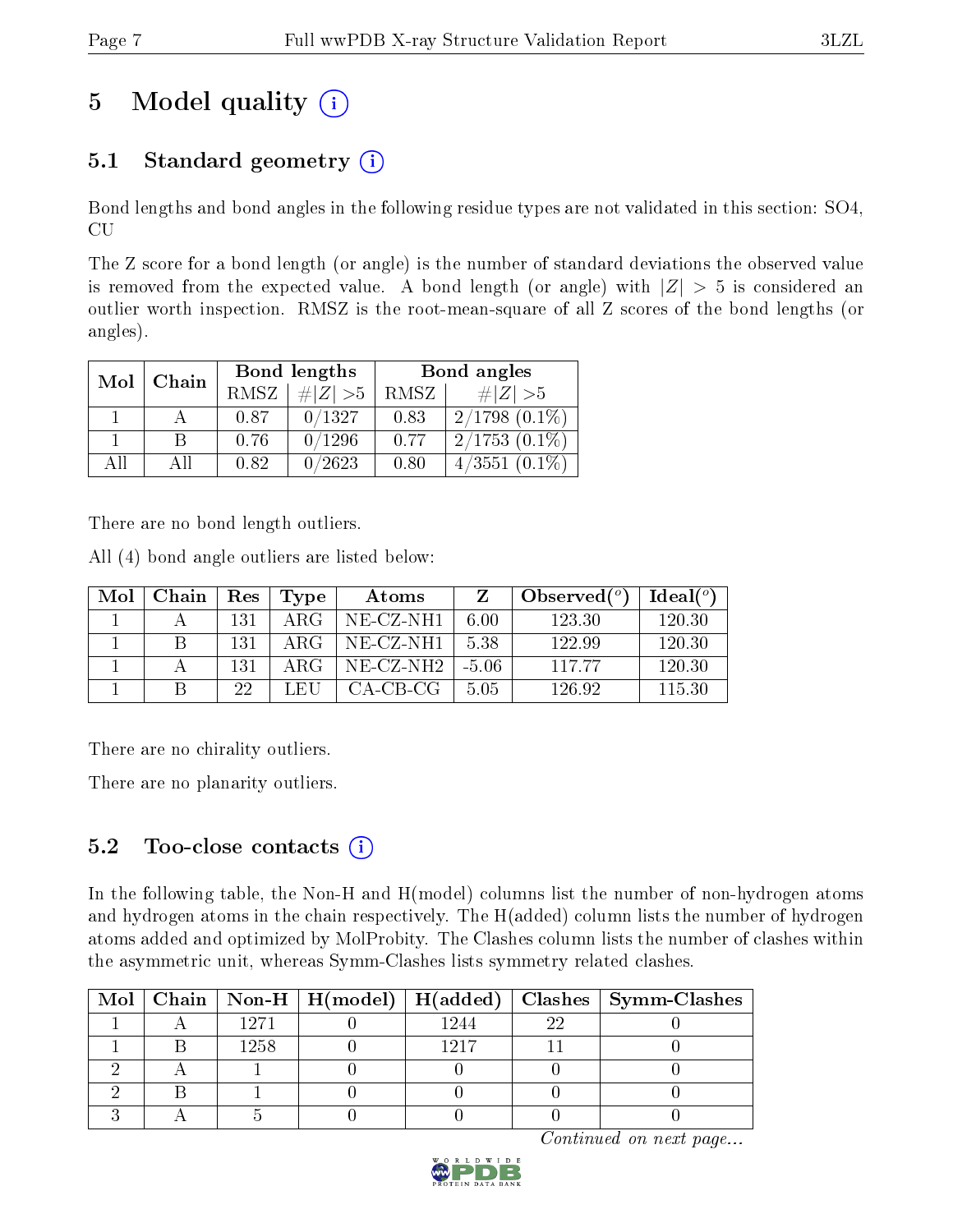# 5 Model quality (i)

## 5.1 Standard geometry (i)

Bond lengths and bond angles in the following residue types are not validated in this section: SO4, CU

The Z score for a bond length (or angle) is the number of standard deviations the observed value is removed from the expected value. A bond length (or angle) with $|Z| > 5$ is considered an outlier worth inspection. RMSZ is the root-mean-square of all Z scores of the bond lengths (or angles).

| Mol | Chain | Bond lengths | | Bond angles | |
|---|---|---|---|---|---|
| | | RMSZ | $\#\|Z\| > 5$ | RMSZ | $\#\|Z\| > 5$ |
| 1 | A | 0.87 | 0/1327 | 0.83 | 2/1798 (0.1%) |
| 1 | B | 0.76 | 0/1296 | 0.77 | 2/1753 (0.1%) |
| All | All | 0.82 | 0/2623 | 0.80 | 4/3551 (0.1%) |

There are no bond length outliers.

All (4) bond angle outliers are listed below:

| Mol | Chain | Res | Type | Atoms | Z | Observed(°) | Ideal(°) |
|---|---|---|---|---|---|---|---|
| 1 | A | 131 | ARG | NE-CZ-NH1 | 6.00 | 123.30 | 120.30 |
| 1 | B | 131 | ARG | NE-CZ-NH1 | 5.38 | 122.99 | 120.30 |
| 1 | A | 131 | ARG | NE-CZ-NH2 | -5.06 | 117.77 | 120.30 |
| 1 | B | 22 | LEU | CA-CB-CG | 5.05 | 126.92 | 115.30 |

There are no chirality outliers.

There are no planarity outliers.

## 5.2 Too-close contacts (i)

In the following table, the Non-H and H(model) columns list the number of non-hydrogen atoms and hydrogen atoms in the chain respectively. The H(added) column lists the number of hydrogen atoms added and optimized by MolProbity. The Clashes column lists the number of clashes within the asymmetric unit, whereas Symm-Clashes lists symmetry related clashes.

| Mol | Chain | Non-H | H(model) | H(added) | Clashes | Symm-Clashes |
|---|---|---|---|---|---|---|
| 1 | A | 1271 | 0 | 1244 | 22 | 0 |
| 1 | B | 1258 | 0 | 1217 | 11 | 0 |
| 2 | A | 1 | 0 | 0 | 0 | 0 |
| 2 | B | 1 | 0 | 0 | 0 | 0 |
| 3 | A | 5 | 0 | 0 | 0 | 0 |

*Continued on next page...*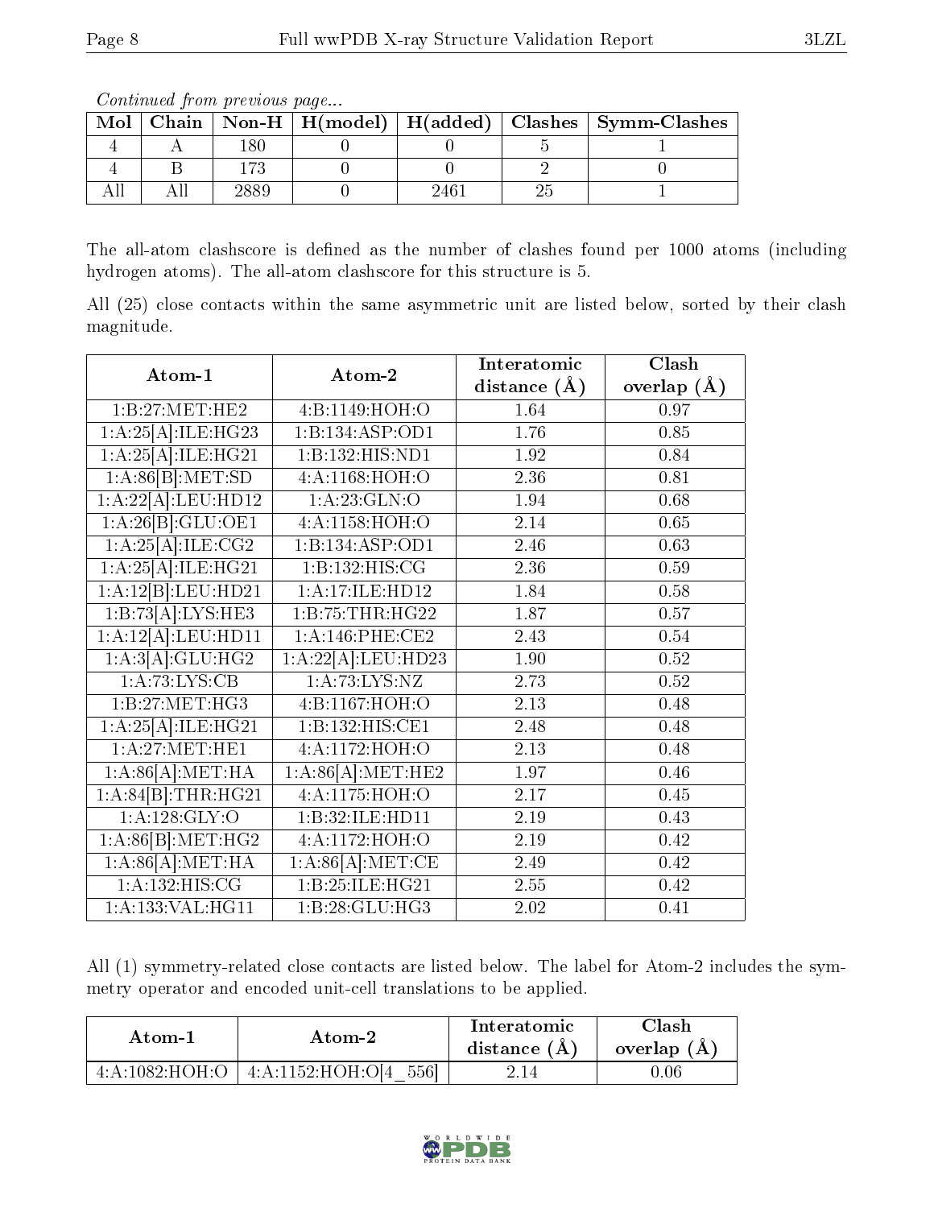*Continued from previous page...*

| Mol | Chain | Non-H | H(model) | H(added) | Clashes | Symm-Clashes |
|---|---|---|---|---|---|---|
| 4 | A | 180 | 0 | 0 | 5 | 1 |
| 4 | B | 173 | 0 | 0 | 2 | 0 |
| All | All | 2889 | 0 | 2461 | 25 | 1 |

The all-atom clashscore is defined as the number of clashes found per 1000 atoms (including hydrogen atoms). The all-atom clashscore for this structure is 5.

All (25) close contacts within the same asymmetric unit are listed below, sorted by their clash magnitude.

| Atom-1 | Atom-2 | Interatomic distance (Å) | Clash overlap (Å) |
|---|---|---|---|
| 1:B:27:MET:HE2 | 4:B:1149:HOH:O | 1.64 | 0.97 |
| 1:A:25[A]:ILE:HG23 | 1:B:134:ASP:OD1 | 1.76 | 0.85 |
| 1:A:25[A]:ILE:HG21 | 1:B:132:HIS:ND1 | 1.92 | 0.84 |
| 1:A:86[B]:MET:SD | 4:A:1168:HOH:O | 2.36 | 0.81 |
| 1:A:22[A]:LEU:HD12 | 1:A:23:GLN:O | 1.94 | 0.68 |
| 1:A:26[B]:GLU:OE1 | 4:A:1158:HOH:O | 2.14 | 0.65 |
| 1:A:25[A]:ILE:CG2 | 1:B:134:ASP:OD1 | 2.46 | 0.63 |
| 1:A:25[A]:ILE:HG21 | 1:B:132:HIS:CG | 2.36 | 0.59 |
| 1:A:12[B]:LEU:HD21 | 1:A:17:ILE:HD12 | 1.84 | 0.58 |
| 1:B:73[A]:LYS:HE3 | 1:B:75:THR:HG22 | 1.87 | 0.57 |
| 1:A:12[A]:LEU:HD11 | 1:A:146:PHE:CE2 | 2.43 | 0.54 |
| 1:A:3[A]:GLU:HG2 | 1:A:22[A]:LEU:HD23 | 1.90 | 0.52 |
| 1:A:73:LYS:CB | 1:A:73:LYS:NZ | 2.73 | 0.52 |
| 1:B:27:MET:HG3 | 4:B:1167:HOH:O | 2.13 | 0.48 |
| 1:A:25[A]:ILE:HG21 | 1:B:132:HIS:CE1 | 2.48 | 0.48 |
| 1:A:27:MET:HE1 | 4:A:1172:HOH:O | 2.13 | 0.48 |
| 1:A:86[A]:MET:HA | 1:A:86[A]:MET:HE2 | 1.97 | 0.46 |
| 1:A:84[B]:THR:HG21 | 4:A:1175:HOH:O | 2.17 | 0.45 |
| 1:A:128:GLY:O | 1:B:32:ILE:HD11 | 2.19 | 0.43 |
| 1:A:86[B]:MET:HG2 | 4:A:1172:HOH:O | 2.19 | 0.42 |
| 1:A:86[A]:MET:HA | 1:A:86[A]:MET:CE | 2.49 | 0.42 |
| 1:A:132:HIS:CG | 1:B:25:ILE:HG21 | 2.55 | 0.42 |
| 1:A:133:VAL:HG11 | 1:B:28:GLU:HG3 | 2.02 | 0.41 |

All (1) symmetry-related close contacts are listed below. The label for Atom-2 includes the symmetry operator and encoded unit-cell translations to be applied.

| Atom-1 | Atom-2 | Interatomic distance (Å) | Clash overlap (Å) |
|---|---|---|---|
| 4:A:1082:HOH:O | 4:A:1152:HOH:O[4_556] | 2.14 | 0.06 |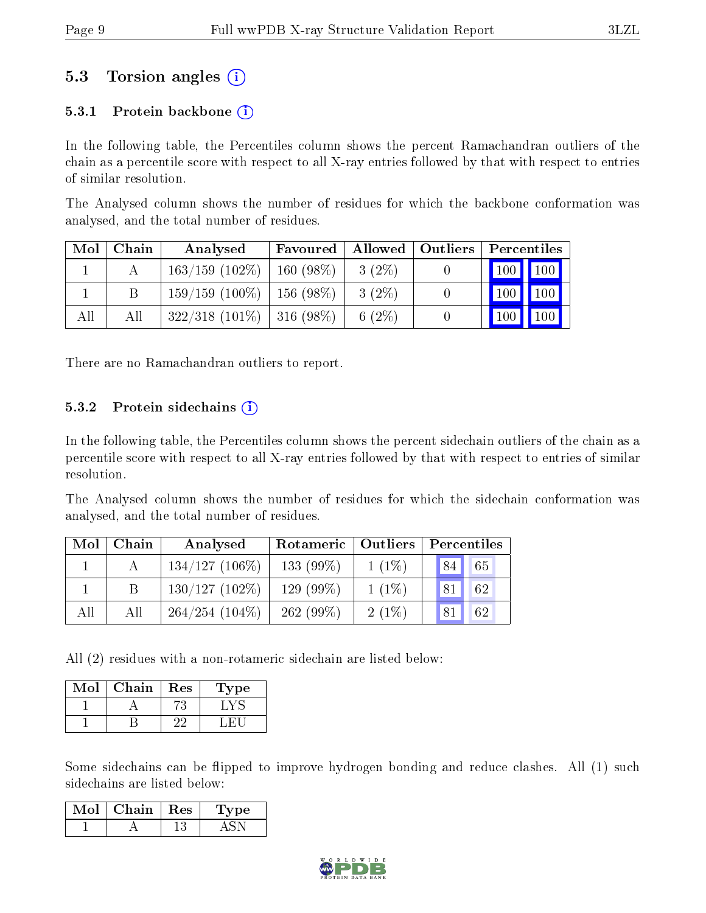## 5.3 Torsion angles ⓘ

### 5.3.1 Protein backbone ⓘ

In the following table, the Percentiles column shows the percent Ramachandran outliers of the chain as a percentile score with respect to all X-ray entries followed by that with respect to entries of similar resolution.

The Analysed column shows the number of residues for which the backbone conformation was analysed, and the total number of residues.

| Mol | Chain | Analysed | Favoured | Allowed | Outliers | Percentiles | |
|---|---|---|---|---|---|---|---|
| 1 | A | 163/159 (102%) | 160 (98%) | 3 (2%) | 0 | 100 | 100 |
| 1 | B | 159/159 (100%) | 156 (98%) | 3 (2%) | 0 | 100 | 100 |
| All | All | 322/318 (101%) | 316 (98%) | 6 (2%) | 0 | 100 | 100 |

There are no Ramachandran outliers to report.

### 5.3.2 Protein sidechains ⓘ

In the following table, the Percentiles column shows the percent sidechain outliers of the chain as a percentile score with respect to all X-ray entries followed by that with respect to entries of similar resolution.

The Analysed column shows the number of residues for which the sidechain conformation was analysed, and the total number of residues.

| Mol | Chain | Analysed | Rotameric | Outliers | Percentiles | |
|---|---|---|---|---|---|---|
| 1 | A | 134/127 (106%) | 133 (99%) | 1 (1%) | 84 | 65 |
| 1 | B | 130/127 (102%) | 129 (99%) | 1 (1%) | 81 | 62 |
| All | All | 264/254 (104%) | 262 (99%) | 2 (1%) | 81 | 62 |

All (2) residues with a non-rotameric sidechain are listed below:

| Mol | Chain | Res | Type |
|---|---|---|---|
| 1 | A | 73 | LYS |
| 1 | B | 22 | LEU |

Some sidechains can be flipped to improve hydrogen bonding and reduce clashes. All (1) such sidechains are listed below:

| Mol | Chain | Res | Type |
|---|---|---|---|
| 1 | A | 13 | ASN |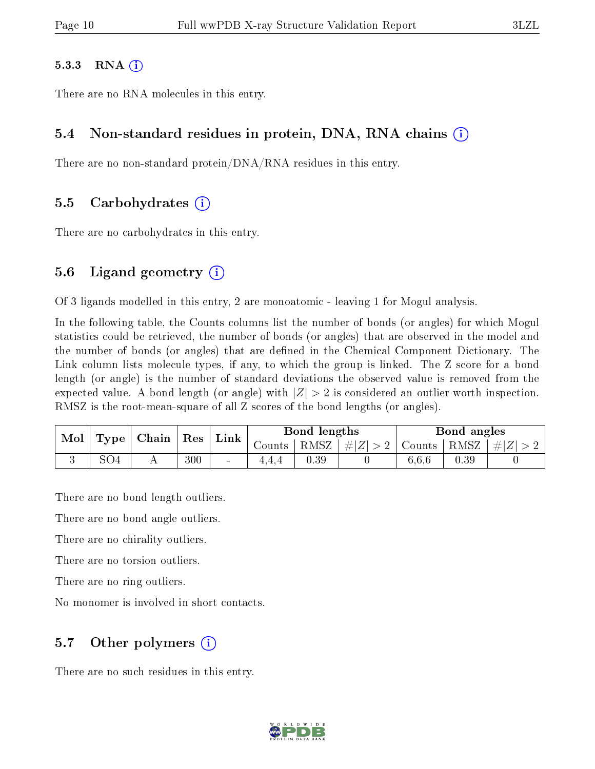#### 5.3.3 RNA (i)

There are no RNA molecules in this entry.

### 5.4 Non-standard residues in protein, DNA, RNA chains (i)

There are no non-standard protein/DNA/RNA residues in this entry.

### 5.5 Carbohydrates (i)

There are no carbohydrates in this entry.

### 5.6 Ligand geometry (i)

Of 3 ligands modelled in this entry, 2 are monoatomic - leaving 1 for Mogul analysis.

In the following table, the Counts columns list the number of bonds (or angles) for which Mogul statistics could be retrieved, the number of bonds (or angles) that are observed in the model and the number of bonds (or angles) that are defined in the Chemical Component Dictionary. The Link column lists molecule types, if any, to which the group is linked. The Z score for a bond length (or angle) is the number of standard deviations the observed value is removed from the expected value. A bond length (or angle) with $|Z| > 2$ is considered an outlier worth inspection. RMSZ is the root-mean-square of all Z scores of the bond lengths (or angles).

| Mol | Type | Chain | Res | Link | Bond lengths | | | Bond angles | | |
|---|---|---|---|---|---|---|---|---|---|---|
| | | | | | Counts | RMSZ | $\#\|Z\| > 2$ | Counts | RMSZ | $\#\|Z\| > 2$ |
| 3 | SO4 | A | 300 | - | 4,4,4 | 0.39 | 0 | 6,6,6 | 0.39 | 0 |

There are no bond length outliers.

There are no bond angle outliers.

There are no chirality outliers.

There are no torsion outliers.

There are no ring outliers.

No monomer is involved in short contacts.

### 5.7 Other polymers (i)

There are no such residues in this entry.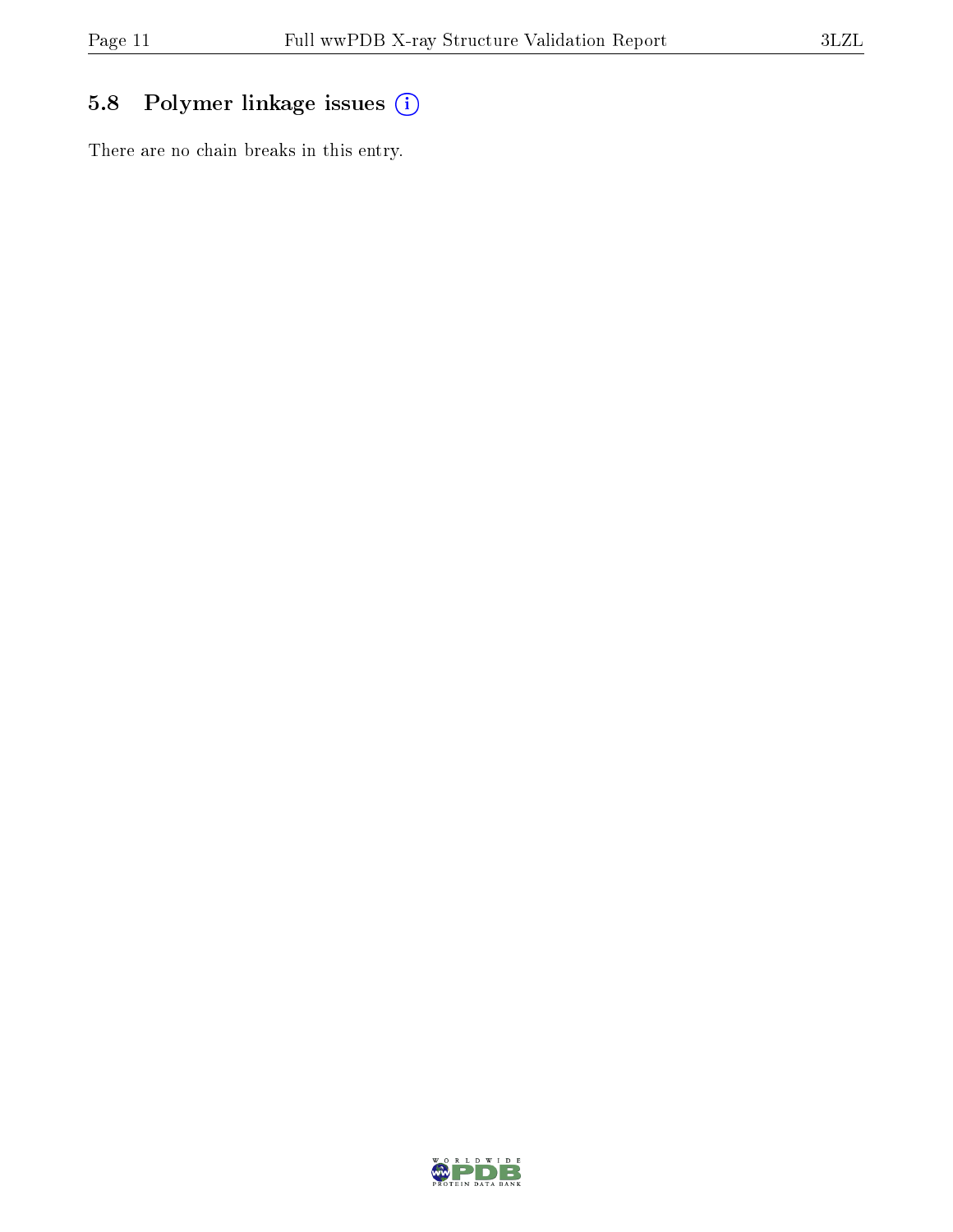## 5.8 Polymer linkage issues

There are no chain breaks in this entry.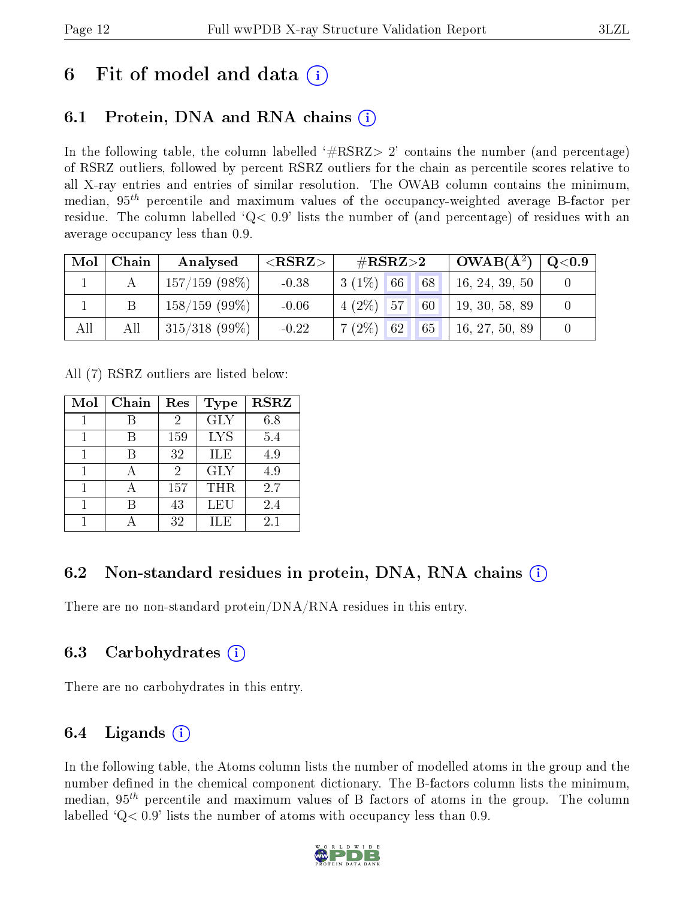# 6 Fit of model and data (i)

## 6.1 Protein, DNA and RNA chains (i)

In the following table, the column labelled '#RSRZ> 2' contains the number (and percentage) of RSRZ outliers, followed by percent RSRZ outliers for the chain as percentile scores relative to all X-ray entries and entries of similar resolution. The OWAB column contains the minimum, median, $95^{th}$ percentile and maximum values of the occupancy-weighted average B-factor per residue. The column labelled 'Q< 0.9' lists the number of (and percentage) of residues with an average occupancy less than 0.9.

| Mol | Chain | Analysed | <RSRZ> | #RSRZ>2 | | | OWAB(Å$^2$) | Q<0.9 |
|---|---|---|---|---|---|---|---|---|
| 1 | A | 157/159 (98%) | -0.38 | 3 (1%) | 66 | 68 | 16, 24, 39, 50 | 0 |
| 1 | B | 158/159 (99%) | -0.06 | 4 (2%) | 57 | 60 | 19, 30, 58, 89 | 0 |
| All | All | 315/318 (99%) | -0.22 | 7 (2%) | 62 | 65 | 16, 27, 50, 89 | 0 |

All (7) RSRZ outliers are listed below:

| Mol | Chain | Res | Type | RSRZ |
|---|---|---|---|---|
| 1 | B | 2 | GLY | 6.8 |
| 1 | B | 159 | LYS | 5.4 |
| 1 | B | 32 | ILE | 4.9 |
| 1 | A | 2 | GLY | 4.9 |
| 1 | A | 157 | THR | 2.7 |
| 1 | B | 43 | LEU | 2.4 |
| 1 | A | 32 | ILE | 2.1 |

## 6.2 Non-standard residues in protein, DNA, RNA chains (i)

There are no non-standard protein/DNA/RNA residues in this entry.

## 6.3 Carbohydrates (i)

There are no carbohydrates in this entry.

## 6.4 Ligands (i)

In the following table, the Atoms column lists the number of modelled atoms in the group and the number defined in the chemical component dictionary. The B-factors column lists the minimum, median, $95^{th}$ percentile and maximum values of B factors of atoms in the group. The column labelled 'Q< 0.9' lists the number of atoms with occupancy less than 0.9.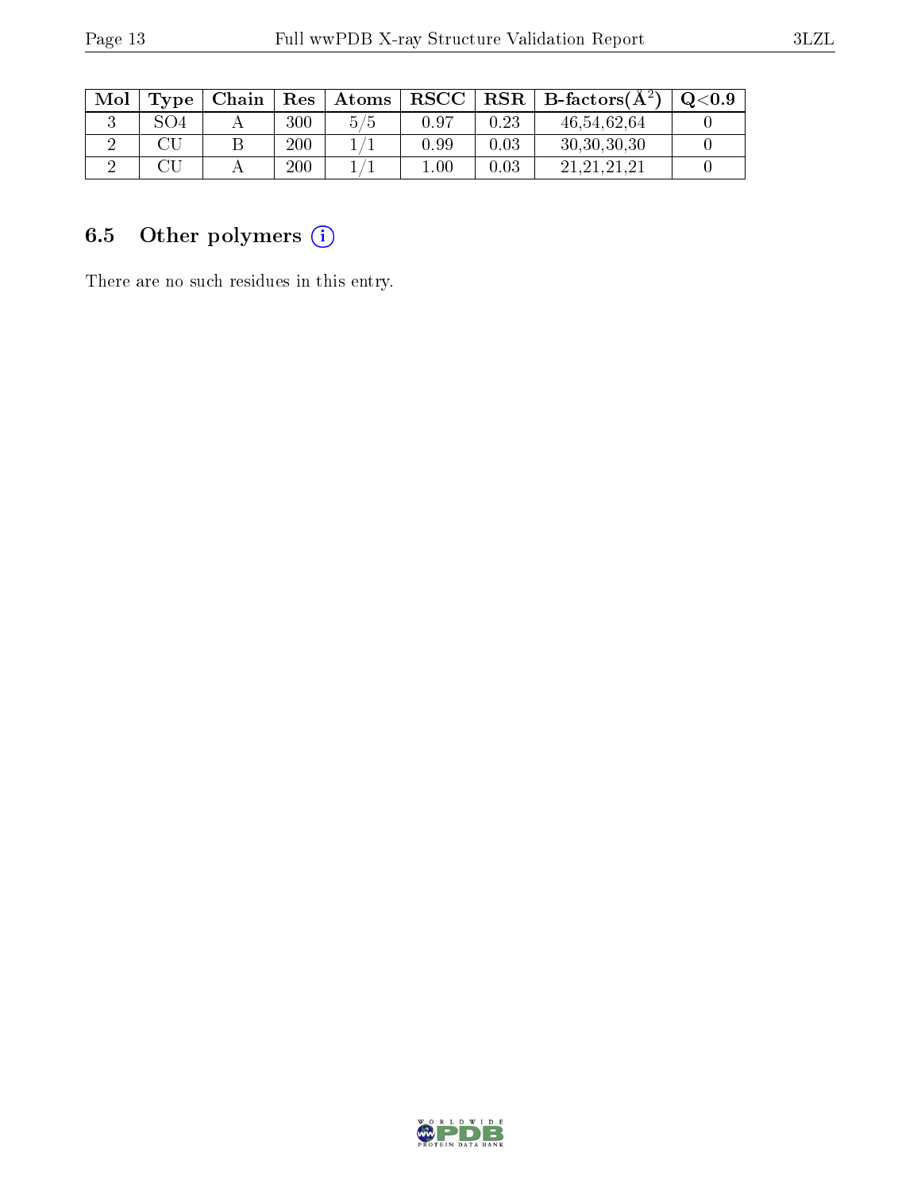| Mol | Type | Chain | Res | Atoms | RSCC | RSR | B-factors($\AA^2$) | Q<0.9 |
|---|---|---|---|---|---|---|---|---|
| 3 | SO4 | A | 300 | 5/5 | 0.97 | 0.23 | 46,54,62,64 | 0 |
| 2 | CU | B | 200 | 1/1 | 0.99 | 0.03 | 30,30,30,30 | 0 |
| 2 | CU | A | 200 | 1/1 | 1.00 | 0.03 | 21,21,21,21 | 0 |

### 6.5 Other polymers (i)

There are no such residues in this entry.